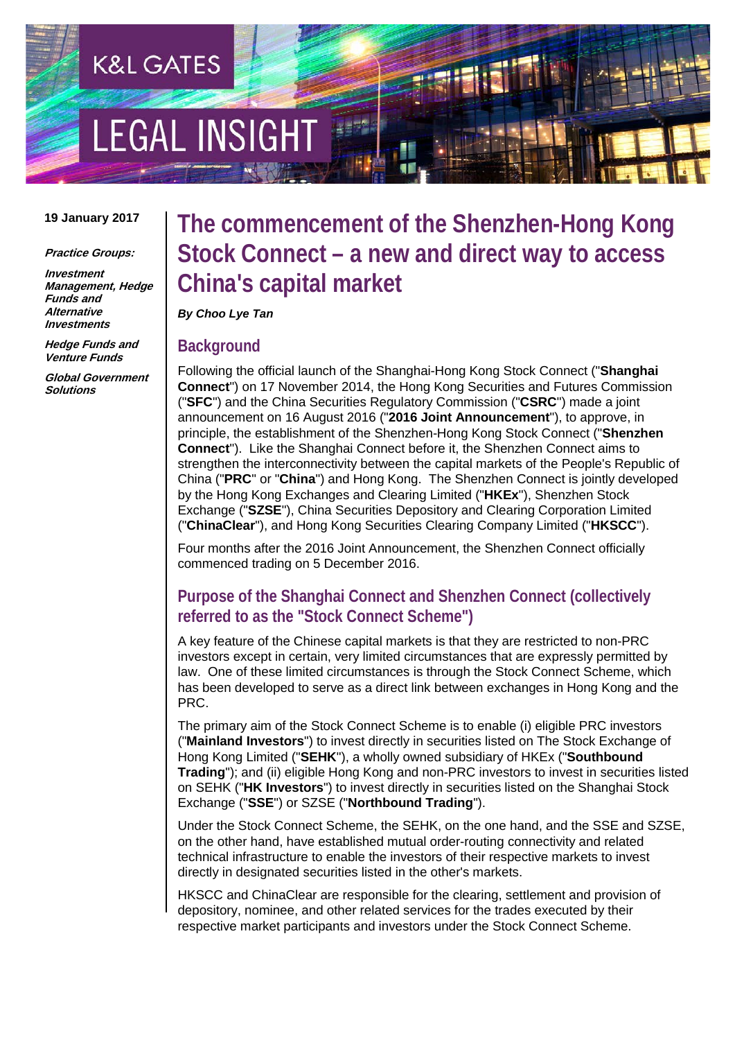K&L GATES

LEGAL INSIGHT

**19 January 2017**

***Practice Groups:***

***Investment Management, Hedge Funds and Alternative Investments***

***Hedge Funds and Venture Funds***

***Global Government Solutions***

# The commencement of the Shenzhen-Hong Kong Stock Connect – a new and direct way to access China's capital market

***By Choo Lye Tan***

## Background

Following the official launch of the Shanghai-Hong Kong Stock Connect ("**Shanghai Connect**") on 17 November 2014, the Hong Kong Securities and Futures Commission ("**SFC**") and the China Securities Regulatory Commission ("**CSRC**") made a joint announcement on 16 August 2016 ("**2016 Joint Announcement**"), to approve, in principle, the establishment of the Shenzhen-Hong Kong Stock Connect ("**Shenzhen Connect**"). Like the Shanghai Connect before it, the Shenzhen Connect aims to strengthen the interconnectivity between the capital markets of the People's Republic of China ("**PRC**" or "**China**") and Hong Kong. The Shenzhen Connect is jointly developed by the Hong Kong Exchanges and Clearing Limited ("**HKEx**"), Shenzhen Stock Exchange ("**SZSE**"), China Securities Depository and Clearing Corporation Limited ("**ChinaClear**"), and Hong Kong Securities Clearing Company Limited ("**HKSCC**").

Four months after the 2016 Joint Announcement, the Shenzhen Connect officially commenced trading on 5 December 2016.

## Purpose of the Shanghai Connect and Shenzhen Connect (collectively referred to as the "Stock Connect Scheme")

A key feature of the Chinese capital markets is that they are restricted to non-PRC investors except in certain, very limited circumstances that are expressly permitted by law. One of these limited circumstances is through the Stock Connect Scheme, which has been developed to serve as a direct link between exchanges in Hong Kong and the PRC.

The primary aim of the Stock Connect Scheme is to enable (i) eligible PRC investors ("**Mainland Investors**") to invest directly in securities listed on The Stock Exchange of Hong Kong Limited ("**SEHK**"), a wholly owned subsidiary of HKEx ("**Southbound Trading**"); and (ii) eligible Hong Kong and non-PRC investors to invest in securities listed on SEHK ("**HK Investors**") to invest directly in securities listed on the Shanghai Stock Exchange ("**SSE**") or SZSE ("**Northbound Trading**").

Under the Stock Connect Scheme, the SEHK, on the one hand, and the SSE and SZSE, on the other hand, have established mutual order-routing connectivity and related technical infrastructure to enable the investors of their respective markets to invest directly in designated securities listed in the other's markets.

HKSCC and ChinaClear are responsible for the clearing, settlement and provision of depository, nominee, and other related services for the trades executed by their respective market participants and investors under the Stock Connect Scheme.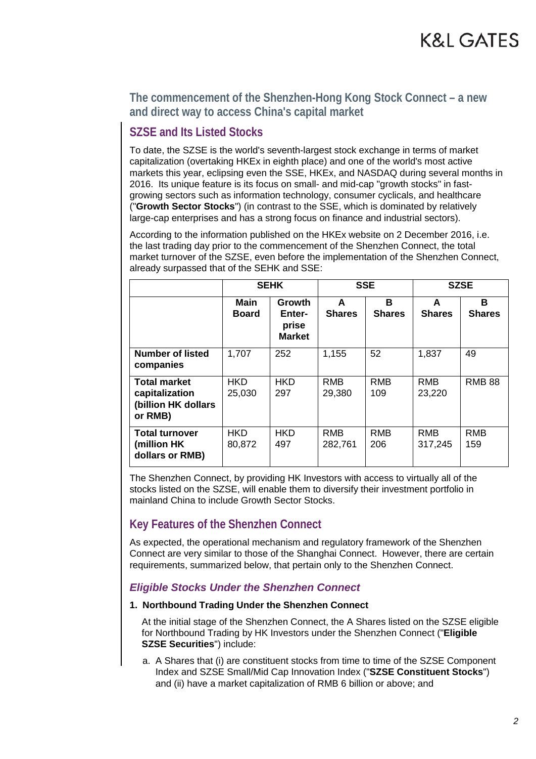## The commencement of the Shenzhen-Hong Kong Stock Connect – a new and direct way to access China's capital market

### SZSE and Its Listed Stocks

To date, the SZSE is the world's seventh-largest stock exchange in terms of market capitalization (overtaking HKEx in eighth place) and one of the world's most active markets this year, eclipsing even the SSE, HKEx, and NASDAQ during several months in 2016. Its unique feature is its focus on small- and mid-cap "growth stocks" in fast-growing sectors such as information technology, consumer cyclicals, and healthcare ("**Growth Sector Stocks**") (in contrast to the SSE, which is dominated by relatively large-cap enterprises and has a strong focus on finance and industrial sectors).

According to the information published on the HKEx website on 2 December 2016, i.e. the last trading day prior to the commencement of the Shenzhen Connect, the total market turnover of the SZSE, even before the implementation of the Shenzhen Connect, already surpassed that of the SEHK and SSE:

| | SEHK | | SSE | | SZSE | |
|---|---|---|---|---|---|---|
| | **Main Board** | **Growth Enterprise Market** | **A Shares** | **B Shares** | **A Shares** | **B Shares** |
| **Number of listed companies** | 1,707 | 252 | 1,155 | 52 | 1,837 | 49 |
| **Total market capitalization (billion HK dollars or RMB)** | HKD 25,030 | HKD 297 | RMB 29,380 | RMB 109 | RMB 23,220 | RMB 88 |
| **Total turnover (million HK dollars or RMB)** | HKD 80,872 | HKD 497 | RMB 282,761 | RMB 206 | RMB 317,245 | RMB 159 |

The Shenzhen Connect, by providing HK Investors with access to virtually all of the stocks listed on the SZSE, will enable them to diversify their investment portfolio in mainland China to include Growth Sector Stocks.

### Key Features of the Shenzhen Connect

As expected, the operational mechanism and regulatory framework of the Shenzhen Connect are very similar to those of the Shanghai Connect. However, there are certain requirements, summarized below, that pertain only to the Shenzhen Connect.

#### *Eligible Stocks Under the Shenzhen Connect*

**1. Northbound Trading Under the Shenzhen Connect**

At the initial stage of the Shenzhen Connect, the A Shares listed on the SZSE eligible for Northbound Trading by HK Investors under the Shenzhen Connect ("**Eligible SZSE Securities**") include:

a. A Shares that (i) are constituent stocks from time to time of the SZSE Component Index and SZSE Small/Mid Cap Innovation Index ("**SZSE Constituent Stocks**") and (ii) have a market capitalization of RMB 6 billion or above; and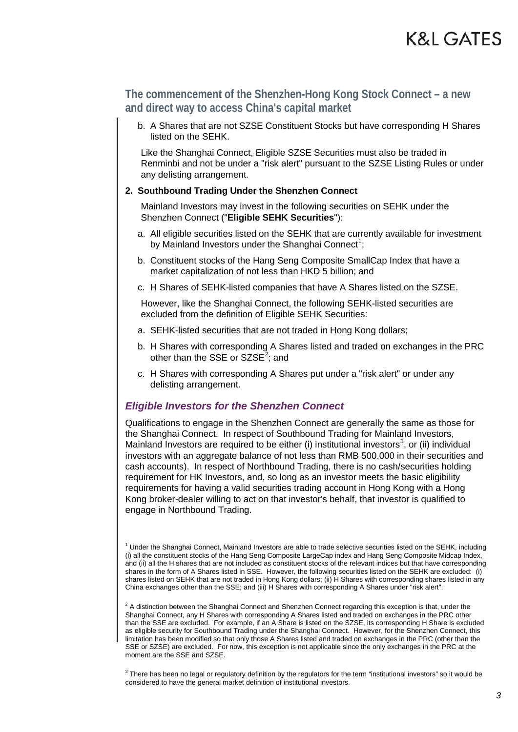b. A Shares that are not SZSE Constituent Stocks but have corresponding H Shares listed on the SEHK.

Like the Shanghai Connect, Eligible SZSE Securities must also be traded in Renminbi and not be under a "risk alert" pursuant to the SZSE Listing Rules or under any delisting arrangement.

**2. Southbound Trading Under the Shenzhen Connect**

Mainland Investors may invest in the following securities on SEHK under the Shenzhen Connect ("**Eligible SEHK Securities**"):

a. All eligible securities listed on the SEHK that are currently available for investment by Mainland Investors under the Shanghai Connect[1];

b. Constituent stocks of the Hang Seng Composite SmallCap Index that have a market capitalization of not less than HKD 5 billion; and

c. H Shares of SEHK-listed companies that have A Shares listed on the SZSE.

However, like the Shanghai Connect, the following SEHK-listed securities are excluded from the definition of Eligible SEHK Securities:

a. SEHK-listed securities that are not traded in Hong Kong dollars;

b. H Shares with corresponding A Shares listed and traded on exchanges in the PRC other than the SSE or SZSE[2]; and

c. H Shares with corresponding A Shares put under a "risk alert" or under any delisting arrangement.

## *Eligible Investors for the Shenzhen Connect*

Qualifications to engage in the Shenzhen Connect are generally the same as those for the Shanghai Connect. In respect of Southbound Trading for Mainland Investors, Mainland Investors are required to be either (i) institutional investors[3], or (ii) individual investors with an aggregate balance of not less than RMB 500,000 in their securities and cash accounts). In respect of Northbound Trading, there is no cash/securities holding requirement for HK Investors, and, so long as an investor meets the basic eligibility requirements for having a valid securities trading account in Hong Kong with a Hong Kong broker-dealer willing to act on that investor's behalf, that investor is qualified to engage in Northbound Trading.

---

[1] Under the Shanghai Connect, Mainland Investors are able to trade selective securities listed on the SEHK, including (i) all the constituent stocks of the Hang Seng Composite LargeCap index and Hang Seng Composite Midcap Index, and (ii) all the H shares that are not included as constituent stocks of the relevant indices but that have corresponding shares in the form of A Shares listed in SSE. However, the following securities listed on the SEHK are excluded: (i) shares listed on SEHK that are not traded in Hong Kong dollars; (ii) H Shares with corresponding shares listed in any China exchanges other than the SSE; and (iii) H Shares with corresponding A Shares under "risk alert".

[2] A distinction between the Shanghai Connect and Shenzhen Connect regarding this exception is that, under the Shanghai Connect, any H Shares with corresponding A Shares listed and traded on exchanges in the PRC other than the SSE are excluded. For example, if an A Share is listed on the SZSE, its corresponding H Share is excluded as eligible security for Southbound Trading under the Shanghai Connect. However, for the Shenzhen Connect, this limitation has been modified so that only those A Shares listed and traded on exchanges in the PRC (other than the SSE or SZSE) are excluded. For now, this exception is not applicable since the only exchanges in the PRC at the moment are the SSE and SZSE.

[3] There has been no legal or regulatory definition by the regulators for the term "institutional investors" so it would be considered to have the general market definition of institutional investors.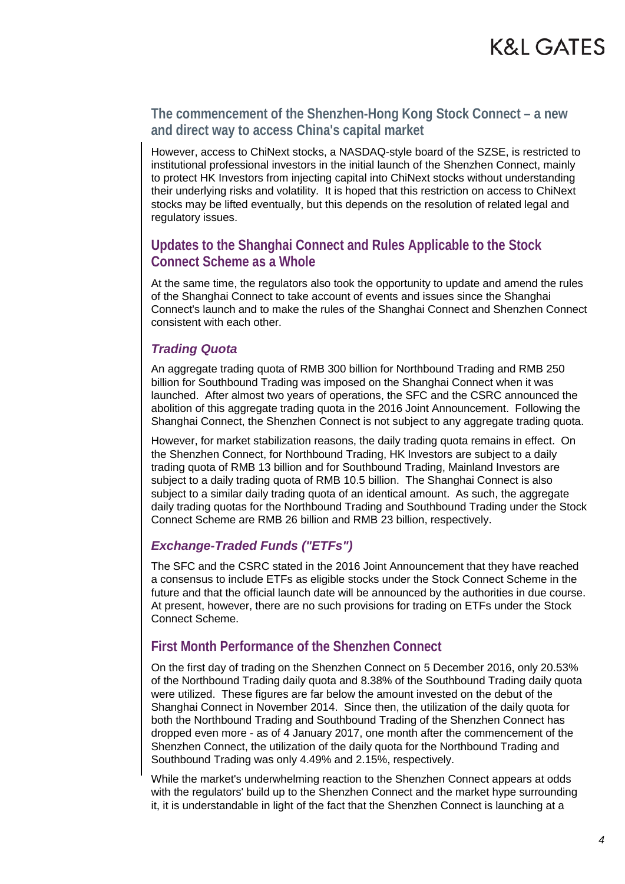## The commencement of the Shenzhen-Hong Kong Stock Connect – a new and direct way to access China's capital market

However, access to ChiNext stocks, a NASDAQ-style board of the SZSE, is restricted to institutional professional investors in the initial launch of the Shenzhen Connect, mainly to protect HK Investors from injecting capital into ChiNext stocks without understanding their underlying risks and volatility. It is hoped that this restriction on access to ChiNext stocks may be lifted eventually, but this depends on the resolution of related legal and regulatory issues.

## Updates to the Shanghai Connect and Rules Applicable to the Stock Connect Scheme as a Whole

At the same time, the regulators also took the opportunity to update and amend the rules of the Shanghai Connect to take account of events and issues since the Shanghai Connect's launch and to make the rules of the Shanghai Connect and Shenzhen Connect consistent with each other.

### *Trading Quota*

An aggregate trading quota of RMB 300 billion for Northbound Trading and RMB 250 billion for Southbound Trading was imposed on the Shanghai Connect when it was launched. After almost two years of operations, the SFC and the CSRC announced the abolition of this aggregate trading quota in the 2016 Joint Announcement. Following the Shanghai Connect, the Shenzhen Connect is not subject to any aggregate trading quota.

However, for market stabilization reasons, the daily trading quota remains in effect. On the Shenzhen Connect, for Northbound Trading, HK Investors are subject to a daily trading quota of RMB 13 billion and for Southbound Trading, Mainland Investors are subject to a daily trading quota of RMB 10.5 billion. The Shanghai Connect is also subject to a similar daily trading quota of an identical amount. As such, the aggregate daily trading quotas for the Northbound Trading and Southbound Trading under the Stock Connect Scheme are RMB 26 billion and RMB 23 billion, respectively.

### *Exchange-Traded Funds ("ETFs")*

The SFC and the CSRC stated in the 2016 Joint Announcement that they have reached a consensus to include ETFs as eligible stocks under the Stock Connect Scheme in the future and that the official launch date will be announced by the authorities in due course. At present, however, there are no such provisions for trading on ETFs under the Stock Connect Scheme.

## First Month Performance of the Shenzhen Connect

On the first day of trading on the Shenzhen Connect on 5 December 2016, only 20.53% of the Northbound Trading daily quota and 8.38% of the Southbound Trading daily quota were utilized. These figures are far below the amount invested on the debut of the Shanghai Connect in November 2014. Since then, the utilization of the daily quota for both the Northbound Trading and Southbound Trading of the Shenzhen Connect has dropped even more - as of 4 January 2017, one month after the commencement of the Shenzhen Connect, the utilization of the daily quota for the Northbound Trading and Southbound Trading was only 4.49% and 2.15%, respectively.

While the market's underwhelming reaction to the Shenzhen Connect appears at odds with the regulators' build up to the Shenzhen Connect and the market hype surrounding it, it is understandable in light of the fact that the Shenzhen Connect is launching at a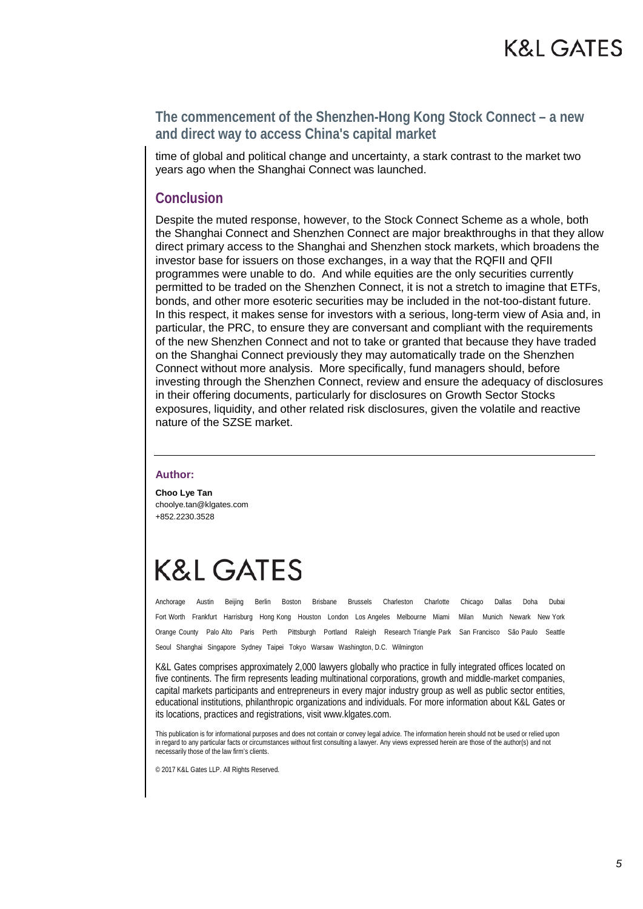time of global and political change and uncertainty, a stark contrast to the market two years ago when the Shanghai Connect was launched.

## Conclusion

Despite the muted response, however, to the Stock Connect Scheme as a whole, both the Shanghai Connect and Shenzhen Connect are major breakthroughs in that they allow direct primary access to the Shanghai and Shenzhen stock markets, which broadens the investor base for issuers on those exchanges, in a way that the RQFII and QFII programmes were unable to do. And while equities are the only securities currently permitted to be traded on the Shenzhen Connect, it is not a stretch to imagine that ETFs, bonds, and other more esoteric securities may be included in the not-too-distant future. In this respect, it makes sense for investors with a serious, long-term view of Asia and, in particular, the PRC, to ensure they are conversant and compliant with the requirements of the new Shenzhen Connect and not to take or granted that because they have traded on the Shanghai Connect previously they may automatically trade on the Shenzhen Connect without more analysis. More specifically, fund managers should, before investing through the Shenzhen Connect, review and ensure the adequacy of disclosures in their offering documents, particularly for disclosures on Growth Sector Stocks exposures, liquidity, and other related risk disclosures, given the volatile and reactive nature of the SZSE market.

---

**Author:**

**Choo Lye Tan**
choolye.tan@klgates.com
+852.2230.3528

# K&L GATES

Anchorage Austin Beijing Berlin Boston Brisbane Brussels Charleston Charlotte Chicago Dallas Doha Dubai Fort Worth Frankfurt Harrisburg Hong Kong Houston London Los Angeles Melbourne Miami Milan Munich Newark New York Orange County Palo Alto Paris Perth Pittsburgh Portland Raleigh Research Triangle Park San Francisco São Paulo Seattle Seoul Shanghai Singapore Sydney Taipei Tokyo Warsaw Washington, D.C. Wilmington

K&L Gates comprises approximately 2,000 lawyers globally who practice in fully integrated offices located on five continents. The firm represents leading multinational corporations, growth and middle-market companies, capital markets participants and entrepreneurs in every major industry group as well as public sector entities, educational institutions, philanthropic organizations and individuals. For more information about K&L Gates or its locations, practices and registrations, visit www.klgates.com.

This publication is for informational purposes and does not contain or convey legal advice. The information herein should not be used or relied upon in regard to any particular facts or circumstances without first consulting a lawyer. Any views expressed herein are those of the author(s) and not necessarily those of the law firm's clients.

© 2017 K&L Gates LLP. All Rights Reserved.